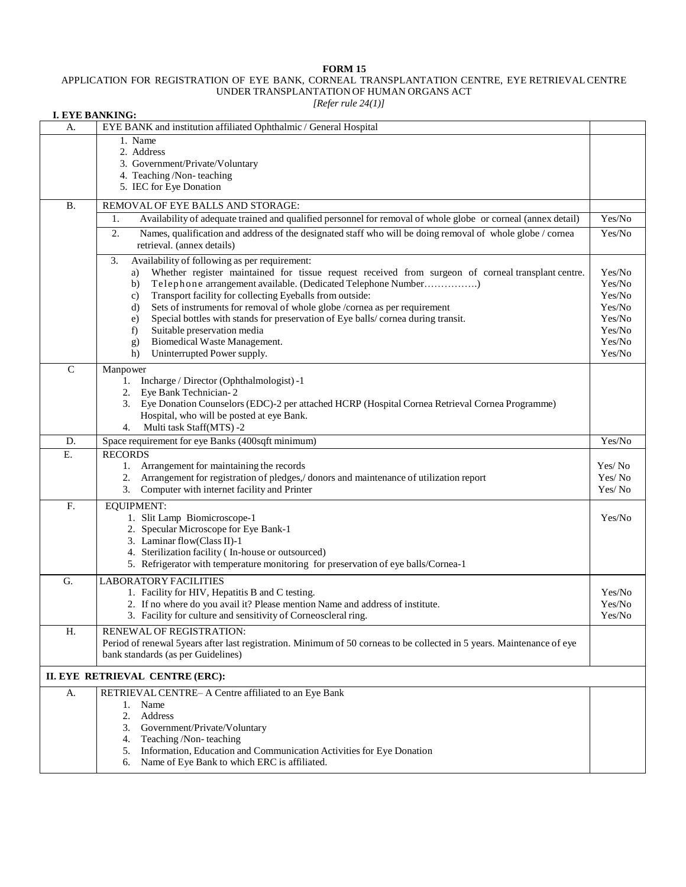**FORM 15**

APPLICATION FOR REGISTRATION OF EYE BANK, CORNEAL TRANSPLANTATION CENTRE, EYE RETRIEVAL CENTRE UNDER TRANSPLANTATION OF HUMAN ORGANS ACT

*[Refer rule 24(1)]*

**I. EYE BANKING:**

| | | |
|---|---|---|
| A. | EYE BANK and institution affiliated Ophthalmic / General Hospital | |
| | 1. Name<br>2. Address<br>3. Government/Private/Voluntary<br>4. Teaching /Non- teaching<br>5. IEC for Eye Donation | |
| B. | REMOVAL OF EYE BALLS AND STORAGE: | |
| | 1. Availability of adequate trained and qualified personnel for removal of whole globe or corneal (annex detail) | Yes/No |
| | 2. Names, qualification and address of the designated staff who will be doing removal of whole globe / cornea retrieval. (annex details) | Yes/No |
| | 3. Availability of following as per requirement:<br>a) Whether register maintained for tissue request received from surgeon of corneal transplant centre.<br>b) Telephone arrangement available. (Dedicated Telephone Number…………….)<br>c) Transport facility for collecting Eyeballs from outside:<br>d) Sets of instruments for removal of whole globe /cornea as per requirement<br>e) Special bottles with stands for preservation of Eye balls/ cornea during transit.<br>f) Suitable preservation media<br>g) Biomedical Waste Management.<br>h) Uninterrupted Power supply. | <br>Yes/No<br>Yes/No<br>Yes/No<br>Yes/No<br>Yes/No<br>Yes/No<br>Yes/No<br>Yes/No |
| C | Manpower<br>1. Incharge / Director (Ophthalmologist) -1<br>2. Eye Bank Technician- 2<br>3. Eye Donation Counselors (EDC)-2 per attached HCRP (Hospital Cornea Retrieval Cornea Programme) Hospital, who will be posted at eye Bank.<br>4. Multi task Staff(MTS) -2 | |
| D. | Space requirement for eye Banks (400sqft minimum) | Yes/No |
| E. | RECORDS<br>1. Arrangement for maintaining the records<br>2. Arrangement for registration of pledges,/ donors and maintenance of utilization report<br>3. Computer with internet facility and Printer | <br>Yes/ No<br>Yes/ No<br>Yes/ No |
| F. | EQUIPMENT:<br>1. Slit Lamp Biomicroscope-1<br>2. Specular Microscope for Eye Bank-1<br>3. Laminar flow(Class II)-1<br>4. Sterilization facility ( In-house or outsourced)<br>5. Refrigerator with temperature monitoring for preservation of eye balls/Cornea-1 | <br>Yes/No |
| G. | LABORATORY FACILITIES<br>1. Facility for HIV, Hepatitis B and C testing.<br>2. If no where do you avail it? Please mention Name and address of institute.<br>3. Facility for culture and sensitivity of Corneoscleral ring. | <br>Yes/No<br>Yes/No<br>Yes/No |
| H. | RENEWAL OF REGISTRATION:<br>Period of renewal 5years after last registration. Minimum of 50 corneas to be collected in 5 years. Maintenance of eye bank standards (as per Guidelines) | |
| **II. EYE RETRIEVAL CENTRE (ERC):** | | |
| A. | RETRIEVAL CENTRE– A Centre affiliated to an Eye Bank<br>1. Name<br>2. Address<br>3. Government/Private/Voluntary<br>4. Teaching /Non- teaching<br>5. Information, Education and Communication Activities for Eye Donation<br>6. Name of Eye Bank to which ERC is affiliated. | |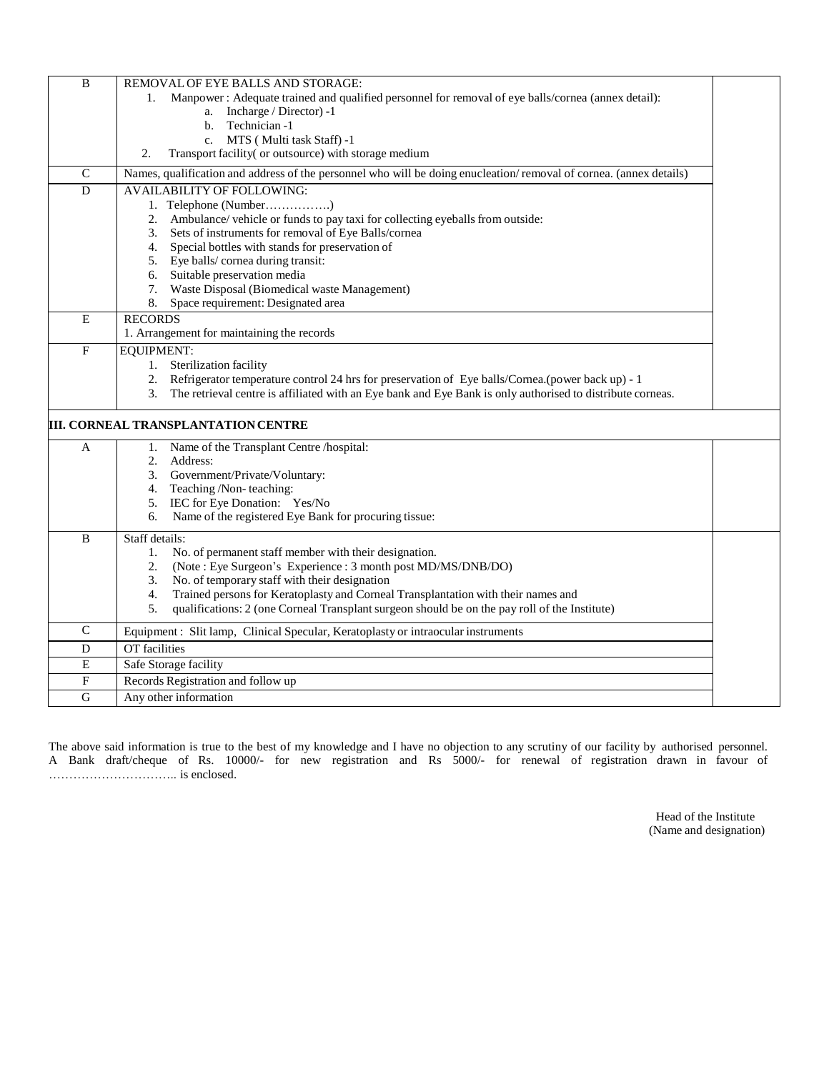| | | |
|---|---|---|
| B | REMOVAL OF EYE BALLS AND STORAGE:<br>1. Manpower : Adequate trained and qualified personnel for removal of eye balls/cornea (annex detail):<br>a. Incharge / Director) -1<br>b. Technician -1<br>c. MTS ( Multi task Staff) -1<br>2. Transport facility( or outsource) with storage medium | |
| C | Names, qualification and address of the personnel who will be doing enucleation/ removal of cornea. (annex details) | |
| D | AVAILABILITY OF FOLLOWING:<br>1. Telephone (Number…………….)<br>2. Ambulance/ vehicle or funds to pay taxi for collecting eyeballs from outside:<br>3. Sets of instruments for removal of Eye Balls/cornea<br>4. Special bottles with stands for preservation of<br>5. Eye balls/ cornea during transit:<br>6. Suitable preservation media<br>7. Waste Disposal (Biomedical waste Management)<br>8. Space requirement: Designated area | |
| E | RECORDS<br>1. Arrangement for maintaining the records | |
| F | EQUIPMENT:<br>1. Sterilization facility<br>2. Refrigerator temperature control 24 hrs for preservation of Eye balls/Cornea.(power back up) - 1<br>3. The retrieval centre is affiliated with an Eye bank and Eye Bank is only authorised to distribute corneas. | |
| **III. CORNEAL TRANSPLANTATION CENTRE** | | |
| A | 1. Name of the Transplant Centre /hospital:<br>2. Address:<br>3. Government/Private/Voluntary:<br>4. Teaching /Non- teaching:<br>5. IEC for Eye Donation: Yes/No<br>6. Name of the registered Eye Bank for procuring tissue: | |
| B | Staff details:<br>1. No. of permanent staff member with their designation.<br>2. (Note : Eye Surgeon's Experience : 3 month post MD/MS/DNB/DO)<br>3. No. of temporary staff with their designation<br>4. Trained persons for Keratoplasty and Corneal Transplantation with their names and<br>5. qualifications: 2 (one Corneal Transplant surgeon should be on the pay roll of the Institute) | |
| C | Equipment : Slit lamp, Clinical Specular, Keratoplasty or intraocular instruments | |
| D | OT facilities | |
| E | Safe Storage facility | |
| F | Records Registration and follow up | |
| G | Any other information | |

The above said information is true to the best of my knowledge and I have no objection to any scrutiny of our facility by authorised personnel. A Bank draft/cheque of Rs. 10000/- for new registration and Rs 5000/- for renewal of registration drawn in favour of ………………………….. is enclosed.

Head of the Institute
(Name and designation)